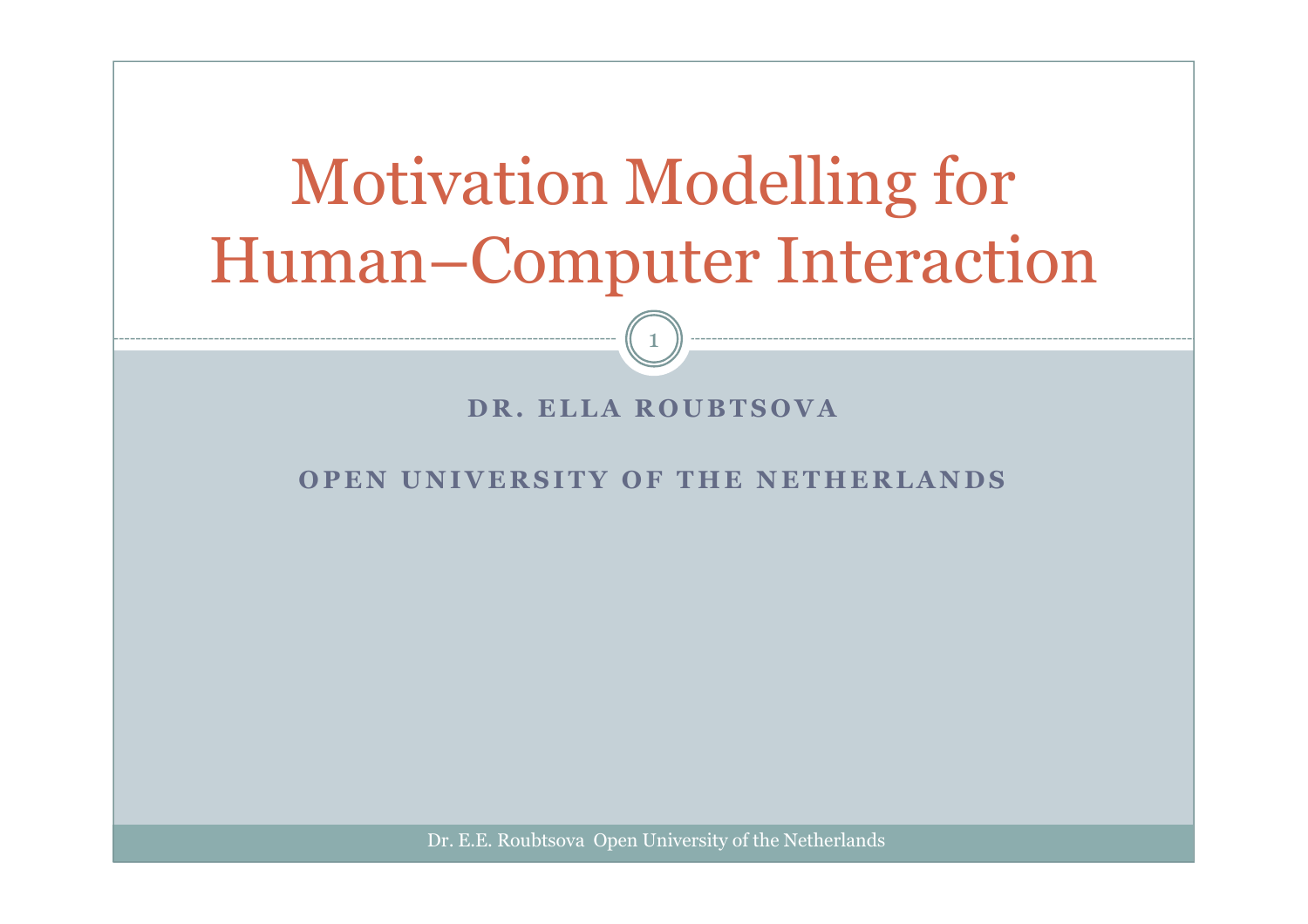# Motivation Modelling for Human–Computer Interaction

**DR. ELLA ROUBTSOVA**

**OPEN UNIVERSITY OF THE NETHERLANDS**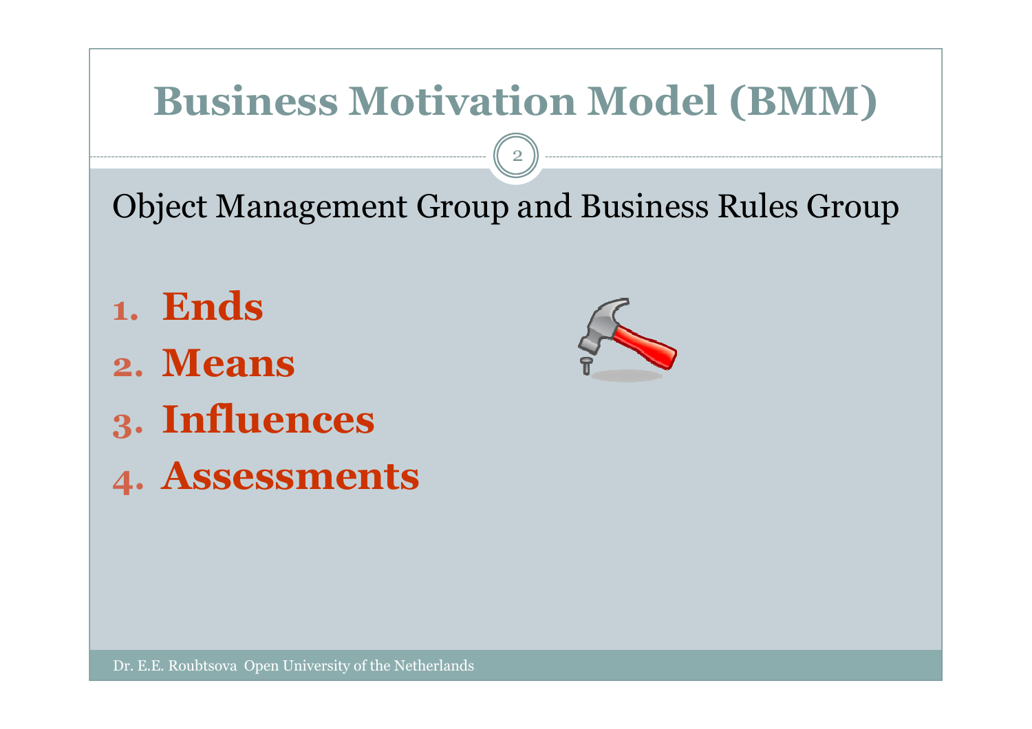# Business Motivation Model (BMM)

Object Management Group and Business Rules Group

1. **Ends**
2. **Means**
3. **Influences**
4. **Assessments**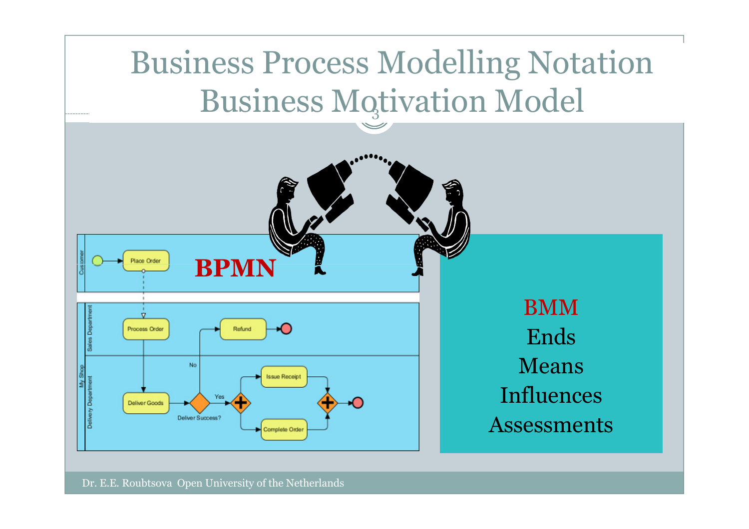# Business Process Modelling Notation Business Motivation Model

**BPMN**

Place Order

Process Order

Refund

No

Deliver Goods

Yes

Deliver Success?

Issue Receipt

Complete Order

BMM

Ends

Means

Influences

Assessments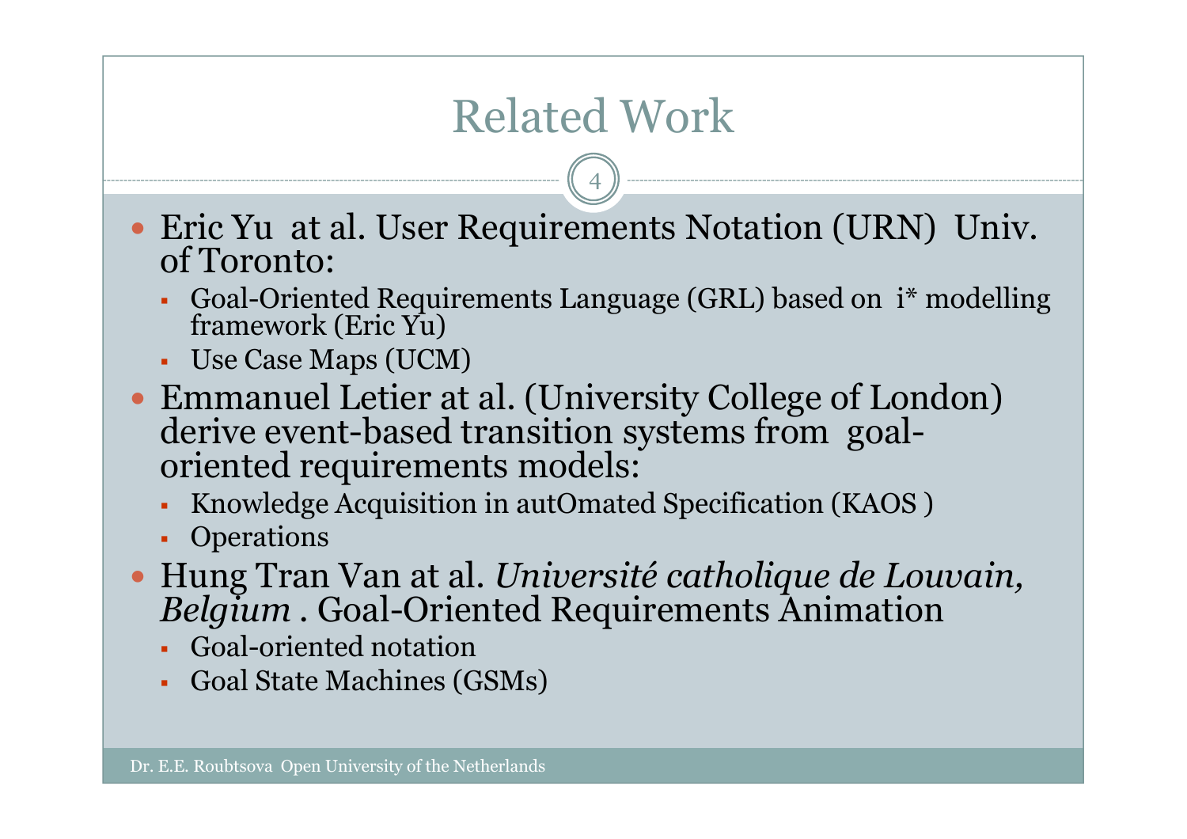# Related Work

- Eric Yu at al. User Requirements Notation (URN) Univ. of Toronto:
  - Goal-Oriented Requirements Language (GRL) based on i* modelling framework (Eric Yu)
  - Use Case Maps (UCM)
- Emmanuel Letier at al. (University College of London) derive event-based transition systems from goal-oriented requirements models:
  - Knowledge Acquisition in autOmated Specification (KAOS )
  - Operations
- Hung Tran Van at al. *Université catholique de Louvain, Belgium* . Goal-Oriented Requirements Animation
  - Goal-oriented notation
  - Goal State Machines (GSMs)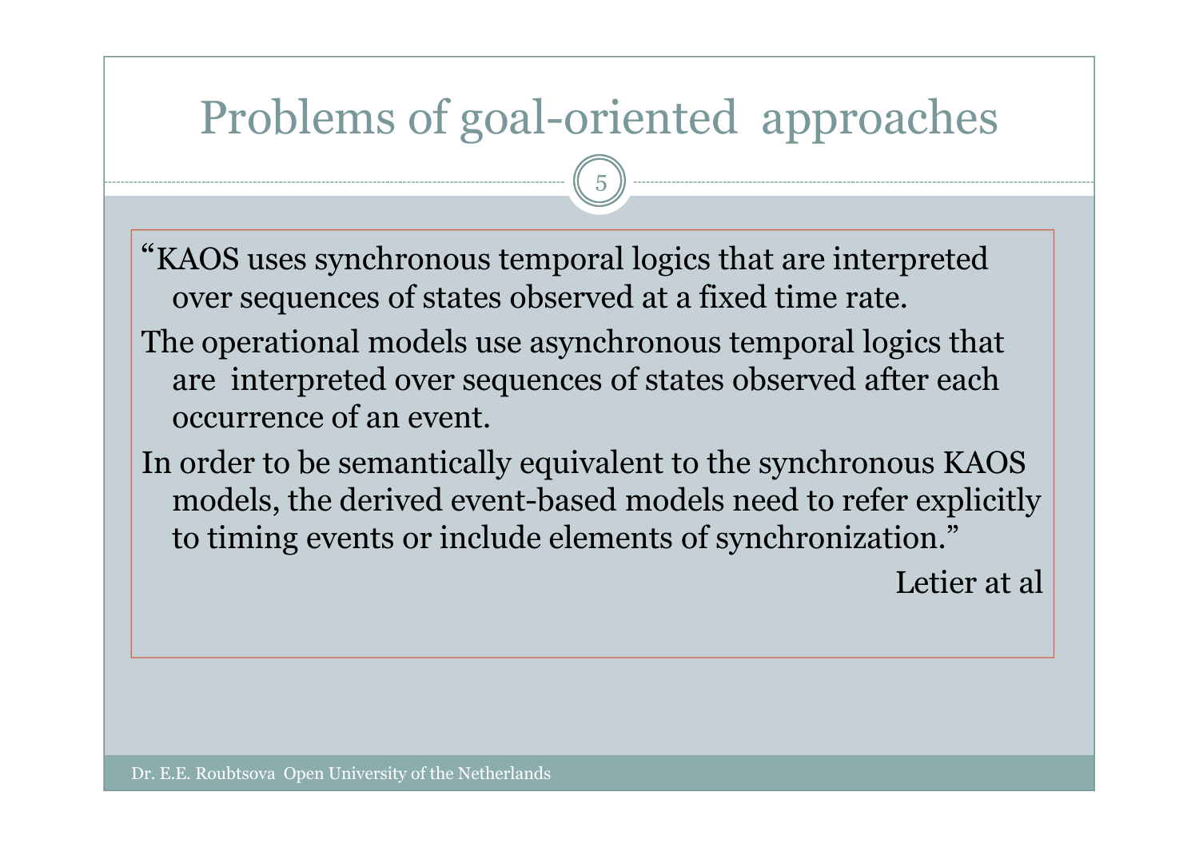# Problems of goal-oriented approaches

"KAOS uses synchronous temporal logics that are interpreted over sequences of states observed at a fixed time rate.

The operational models use asynchronous temporal logics that are interpreted over sequences of states observed after each occurrence of an event.

In order to be semantically equivalent to the synchronous KAOS models, the derived event-based models need to refer explicitly to timing events or include elements of synchronization."

Letier at al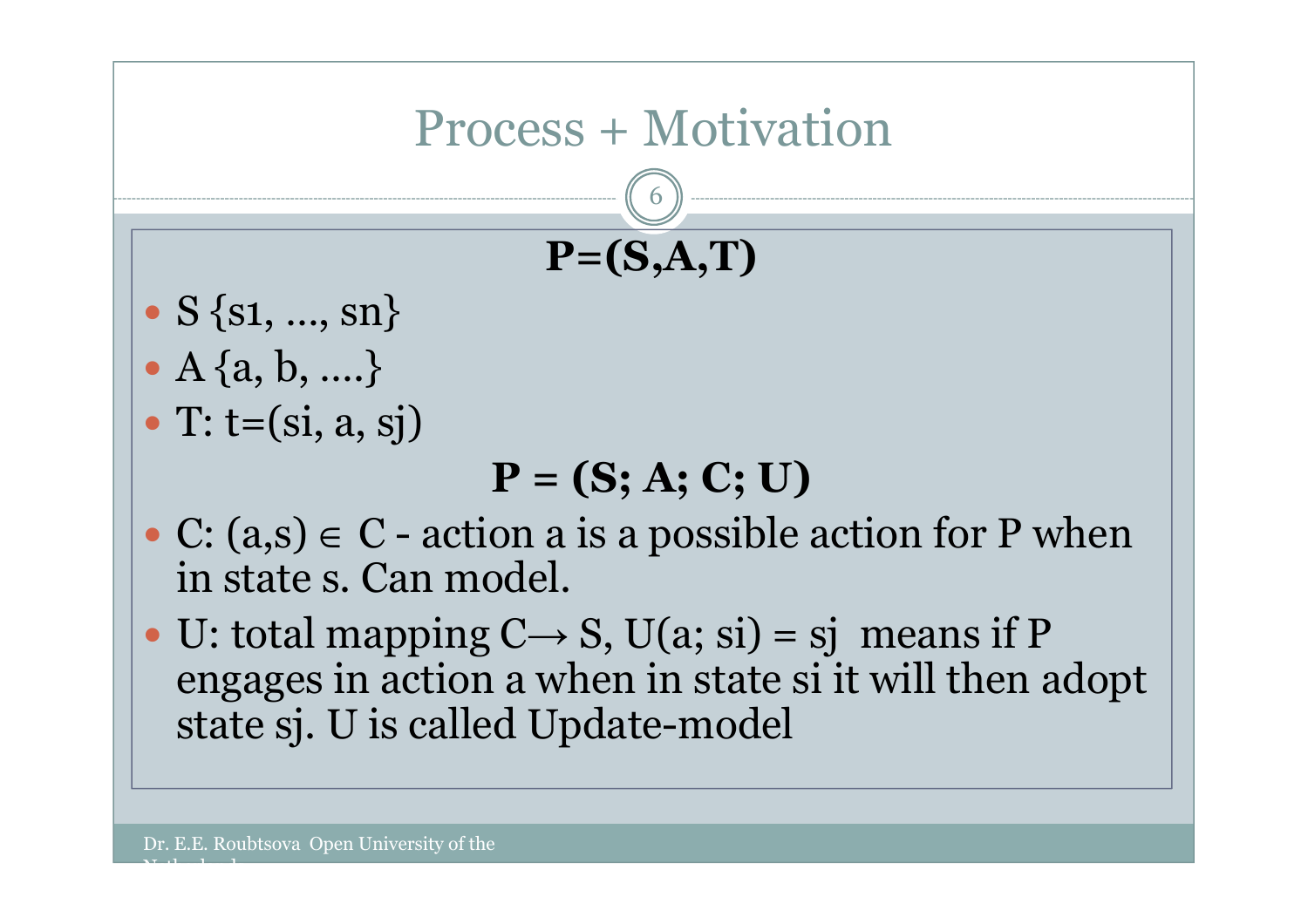# Process + Motivation

**P=(S,A,T)**

- S {s1, ..., sn}
- A {a, b, ....}
- T: t=(si, a, sj)

**P = (S; A; C; U)**

- C: $(a,s) \in C$ - action a is a possible action for P when in state s. Can model.
- U: total mapping $C \rightarrow S$, U(a; si) = sj means if P engages in action a when in state si it will then adopt state sj. U is called Update-model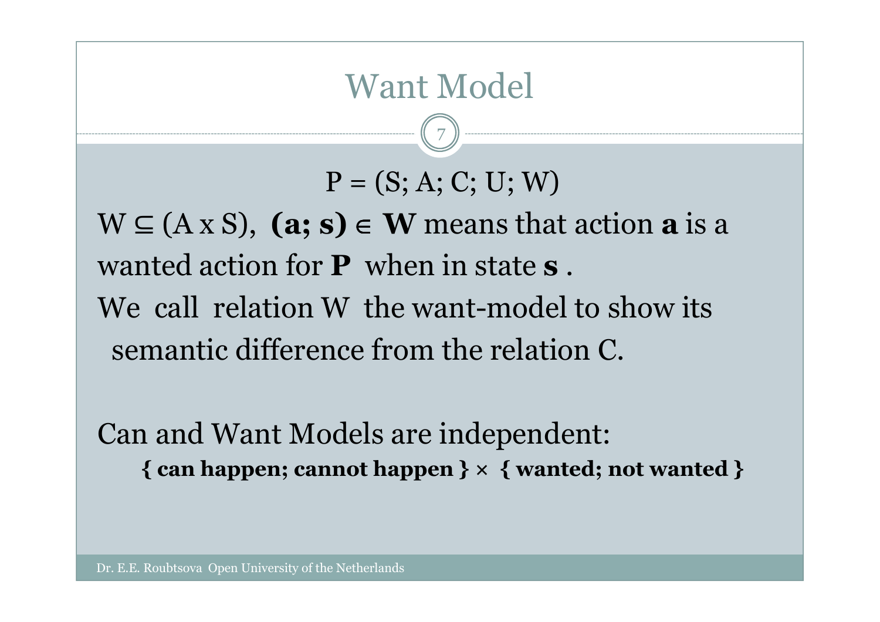# Want Model

$$P = (S; A; C; U; W)$$

$W \subseteq (A \times S)$, **$(a; s) \in W$** means that action **a** is a wanted action for **P** when in state **s** .

We call relation W the want-model to show its semantic difference from the relation C.

Can and Want Models are independent:

**{ can happen; cannot happen } × { wanted; not wanted }**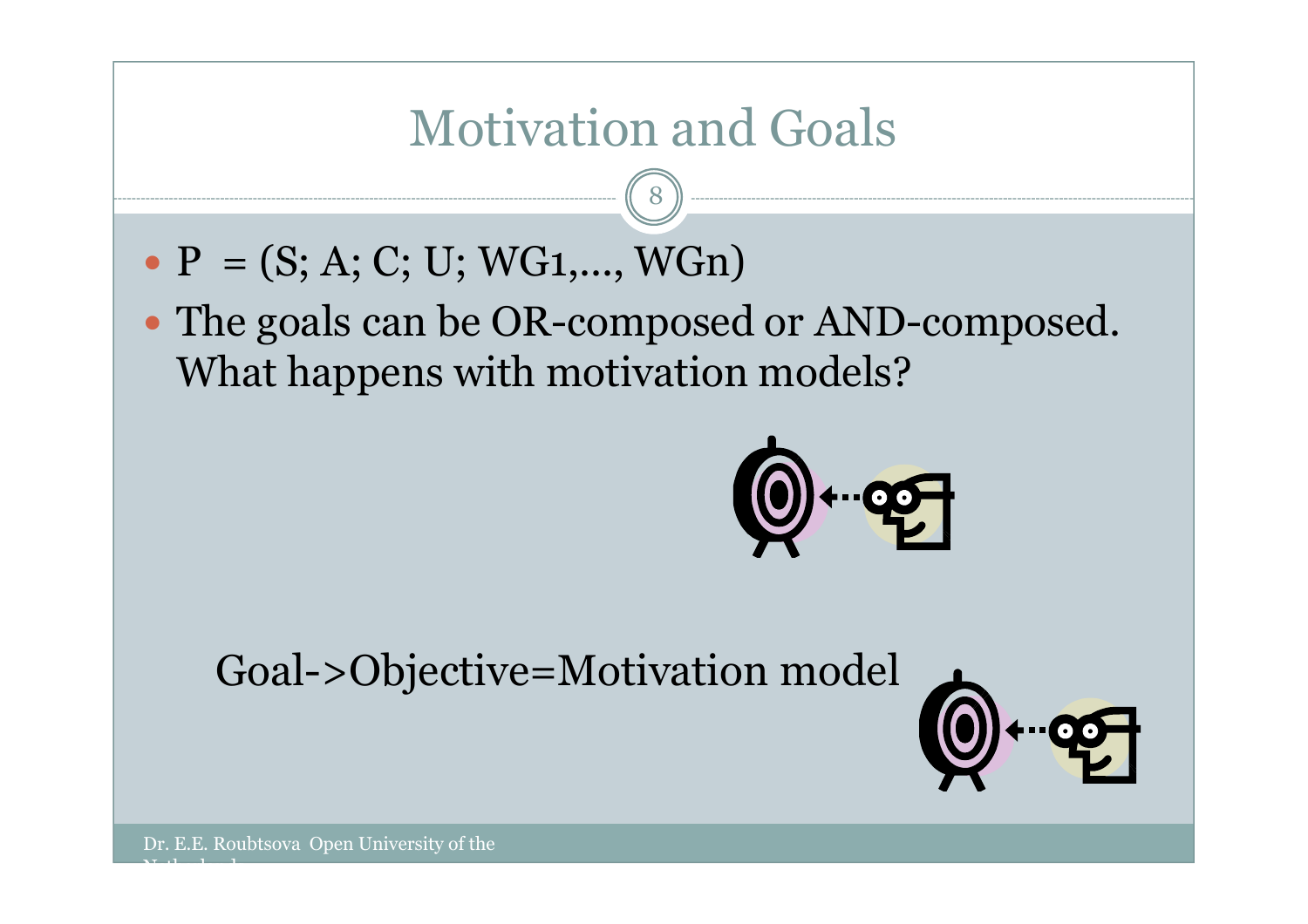# Motivation and Goals

- P = (S; A; C; U; WG1,..., WGn)
- The goals can be OR-composed or AND-composed. What happens with motivation models?

Goal->Objective=Motivation model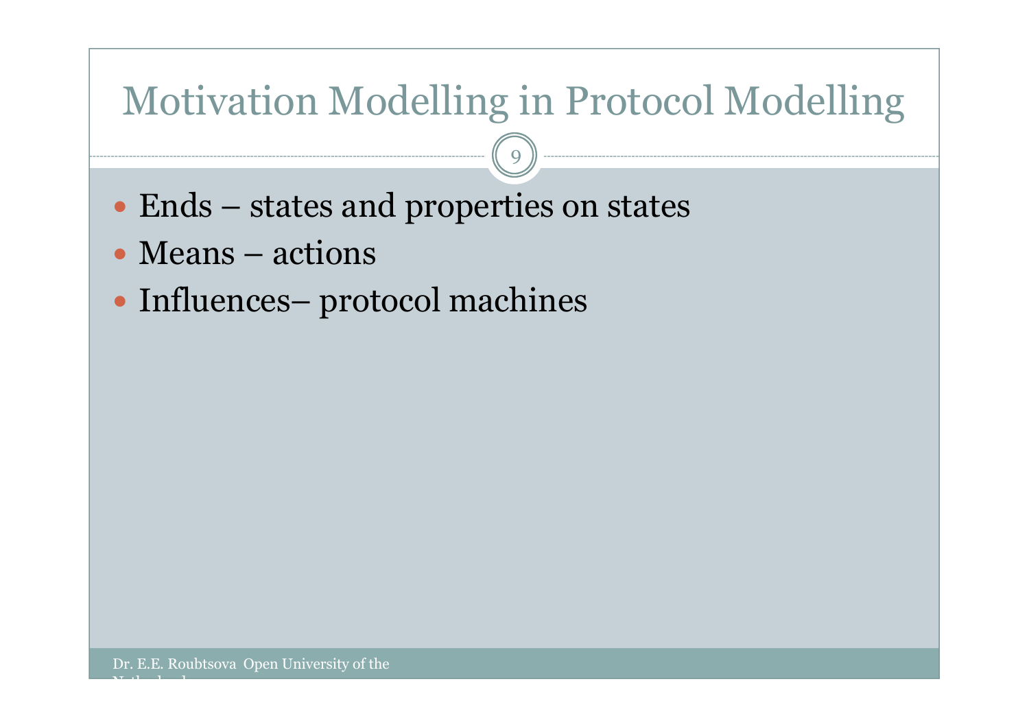# Motivation Modelling in Protocol Modelling

- Ends – states and properties on states
- Means – actions
- Influences– protocol machines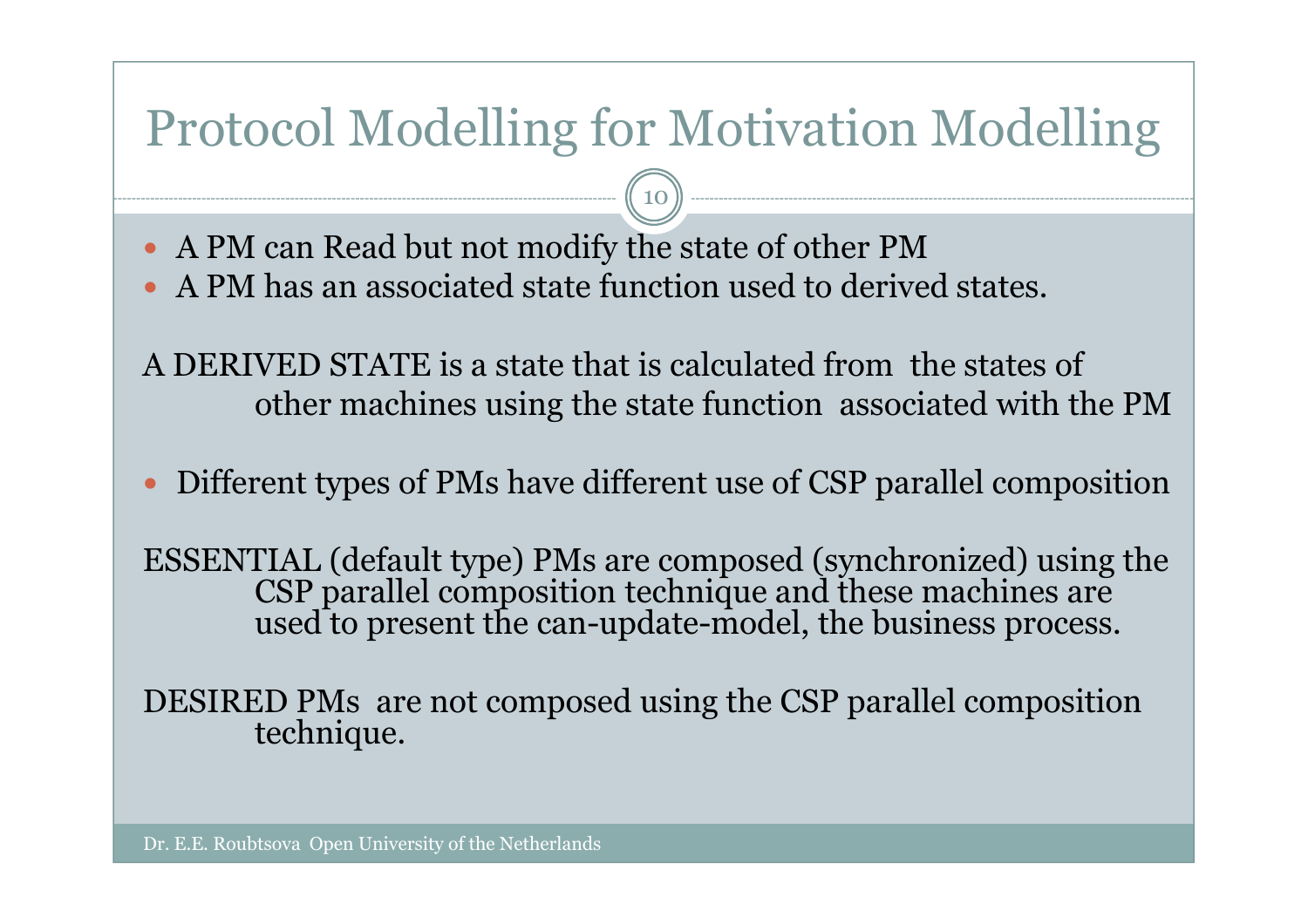# Protocol Modelling for Motivation Modelling

- A PM can Read but not modify the state of other PM
- A PM has an associated state function used to derived states.

A DERIVED STATE is a state that is calculated from the states of other machines using the state function associated with the PM

- Different types of PMs have different use of CSP parallel composition

ESSENTIAL (default type) PMs are composed (synchronized) using the CSP parallel composition technique and these machines are used to present the can-update-model, the business process.

DESIRED PMs are not composed using the CSP parallel composition technique.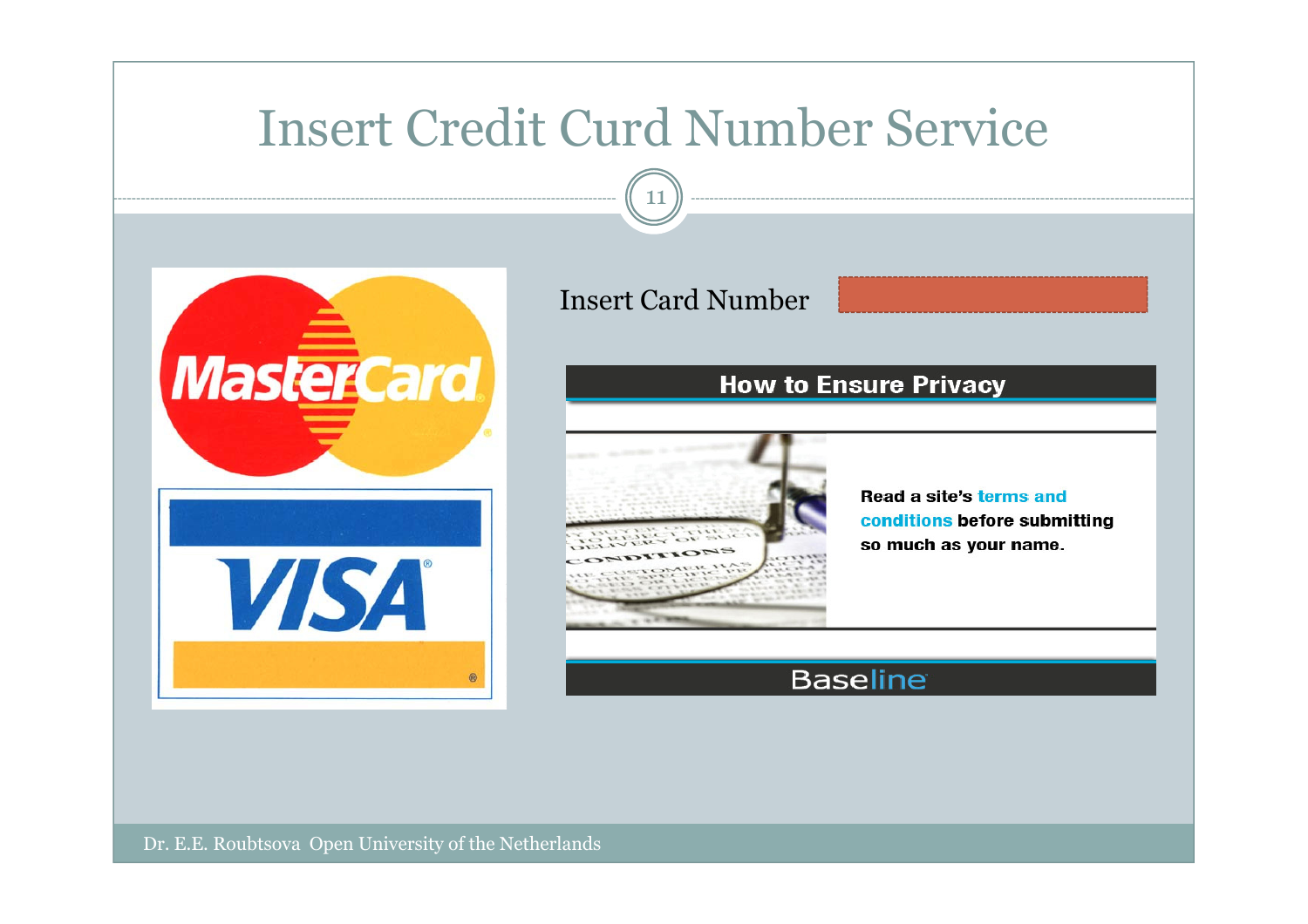# Insert Credit Curd Number Service

Insert Card Number

**How to Ensure Privacy**

Read a site's terms and conditions before submitting so much as your name.

Baseline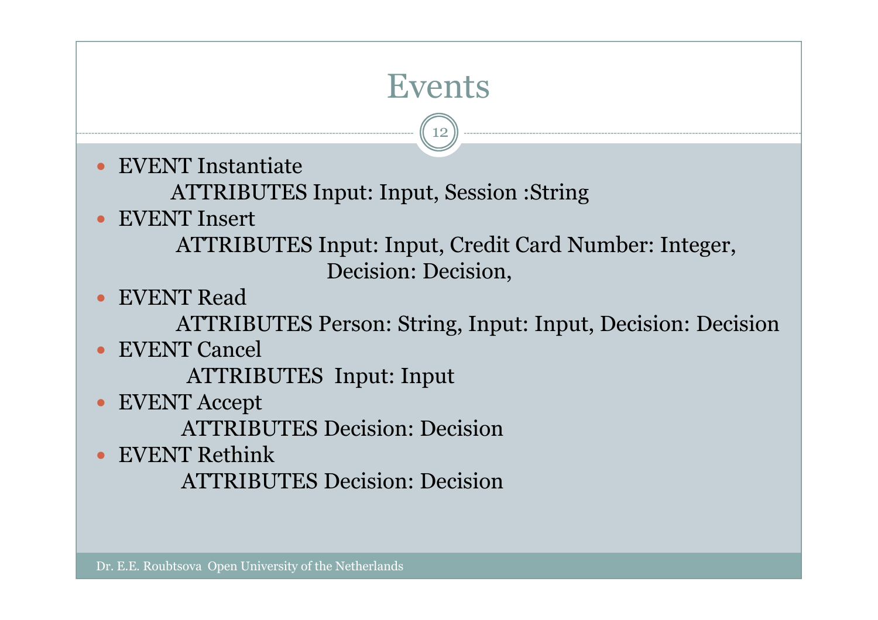# Events

- EVENT Instantiate
  ATTRIBUTES Input: Input, Session :String
- EVENT Insert
  ATTRIBUTES Input: Input, Credit Card Number: Integer,
  Decision: Decision,
- EVENT Read
  ATTRIBUTES Person: String, Input: Input, Decision: Decision
- EVENT Cancel
  ATTRIBUTES Input: Input
- EVENT Accept
  ATTRIBUTES Decision: Decision
- EVENT Rethink
  ATTRIBUTES Decision: Decision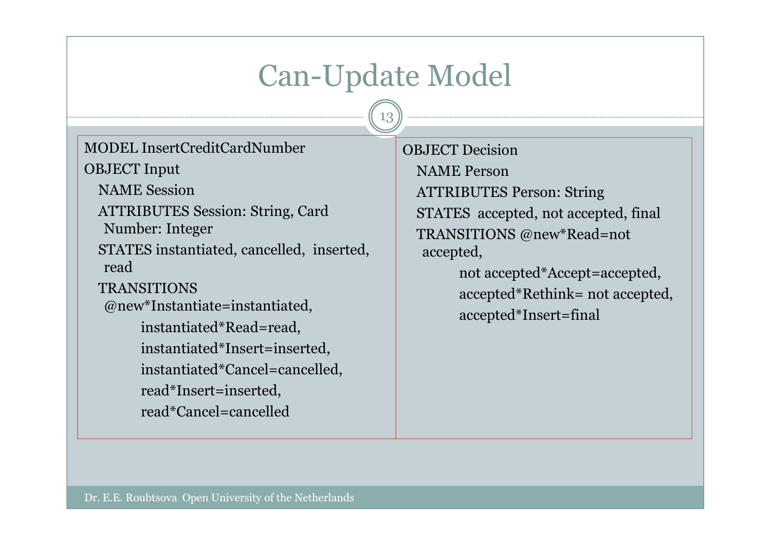# Can-Update Model

```
MODEL InsertCreditCardNumber
OBJECT Input
   NAME Session
   ATTRIBUTES Session: String, Card
    Number: Integer
   STATES instantiated, cancelled,  inserted,
    read
   TRANSITIONS
    @new*Instantiate=instantiated,
          instantiated*Read=read,
          instantiated*Insert=inserted,
          instantiated*Cancel=cancelled,
          read*Insert=inserted,
          read*Cancel=cancelled
```

```
OBJECT Decision
   NAME Person
   ATTRIBUTES Person: String
   STATES  accepted, not accepted, final
   TRANSITIONS @new*Read=not
    accepted,
          not accepted*Accept=accepted,
          accepted*Rethink= not accepted,
          accepted*Insert=final
```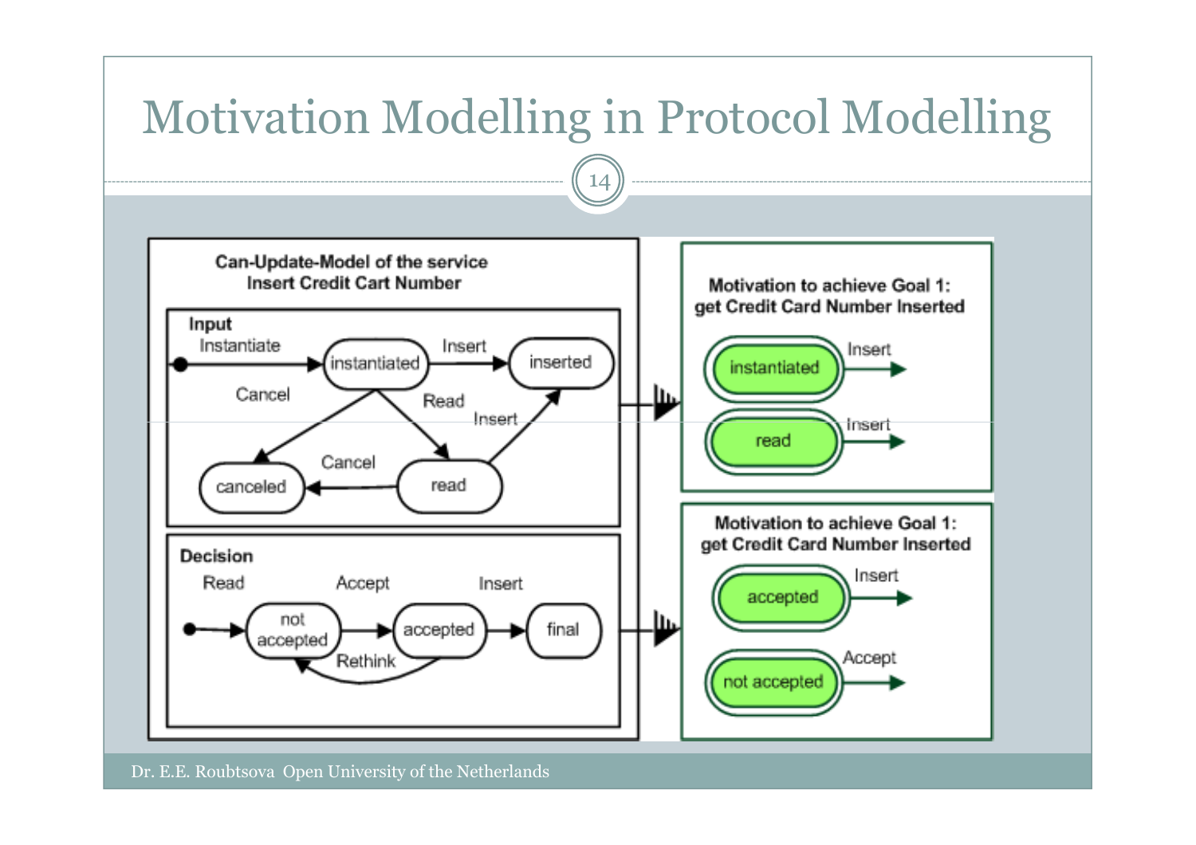# Motivation Modelling in Protocol Modelling

**Can-Update-Model of the service Insert Credit Cart Number**

**Input**

Instantiate, instantiated, Insert, inserted, Cancel, Read, Insert, canceled, Cancel, read

**Decision**

Read, Accept, Insert, not accepted, accepted, final, Rethink

**Motivation to achieve Goal 1: get Credit Card Number Inserted**

instantiated — Insert

read — Insert

**Motivation to achieve Goal 1: get Credit Card Number Inserted**

accepted — Insert

not accepted — Accept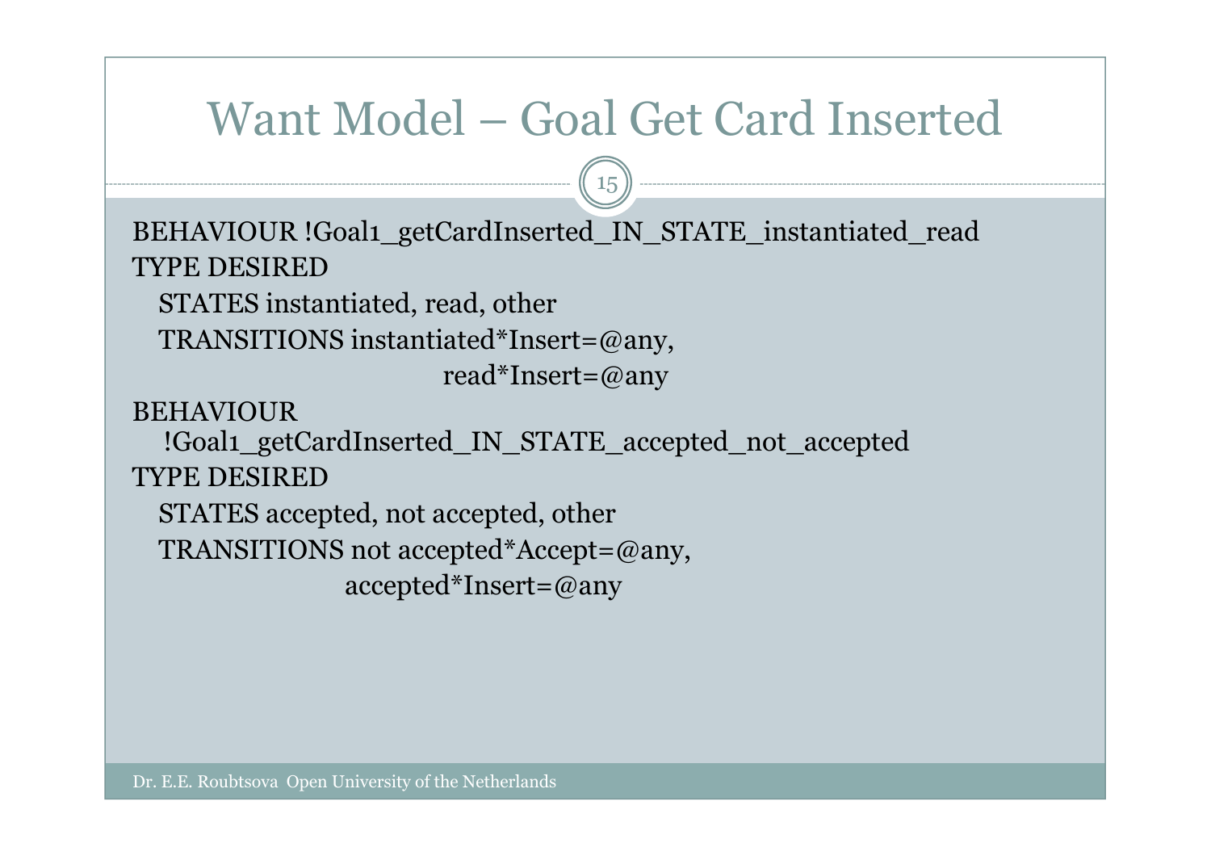# Want Model – Goal Get Card Inserted

```
BEHAVIOUR !Goal1_getCardInserted_IN_STATE_instantiated_read
TYPE DESIRED
   STATES instantiated, read, other
   TRANSITIONS instantiated*Insert=@any,
                              read*Insert=@any
BEHAVIOUR
   !Goal1_getCardInserted_IN_STATE_accepted_not_accepted
TYPE DESIRED
   STATES accepted, not accepted, other
   TRANSITIONS not accepted*Accept=@any,
                  accepted*Insert=@any
```

Dr. E.E. Roubtsova Open University of the Netherlands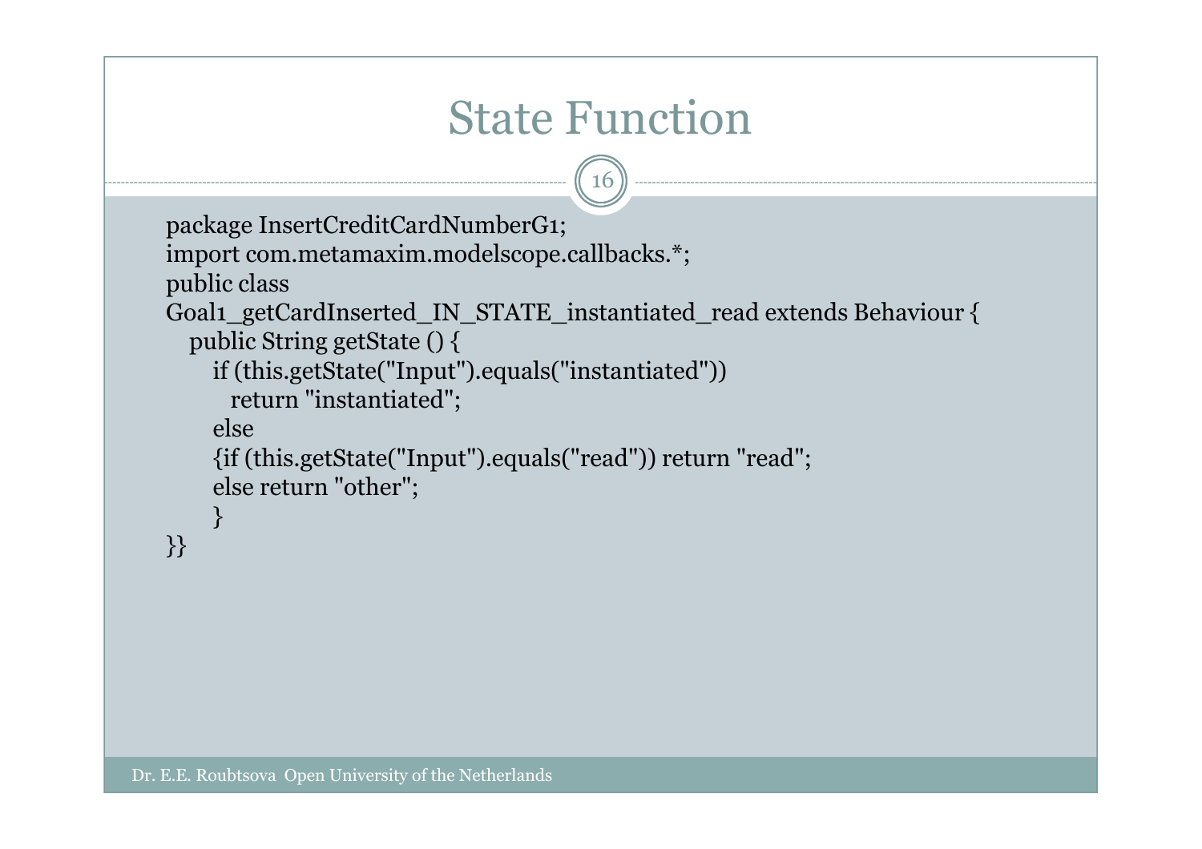# State Function

```
package InsertCreditCardNumberG1;
import com.metamaxim.modelscope.callbacks.*;
public class
Goal1_getCardInserted_IN_STATE_instantiated_read extends Behaviour {
   public String getState () {
       if (this.getState("Input").equals("instantiated"))
          return "instantiated";
       else
       {if (this.getState("Input").equals("read")) return "read";
       else return "other";
       }
}}
```

Dr. E.E. Roubtsova Open University of the Netherlands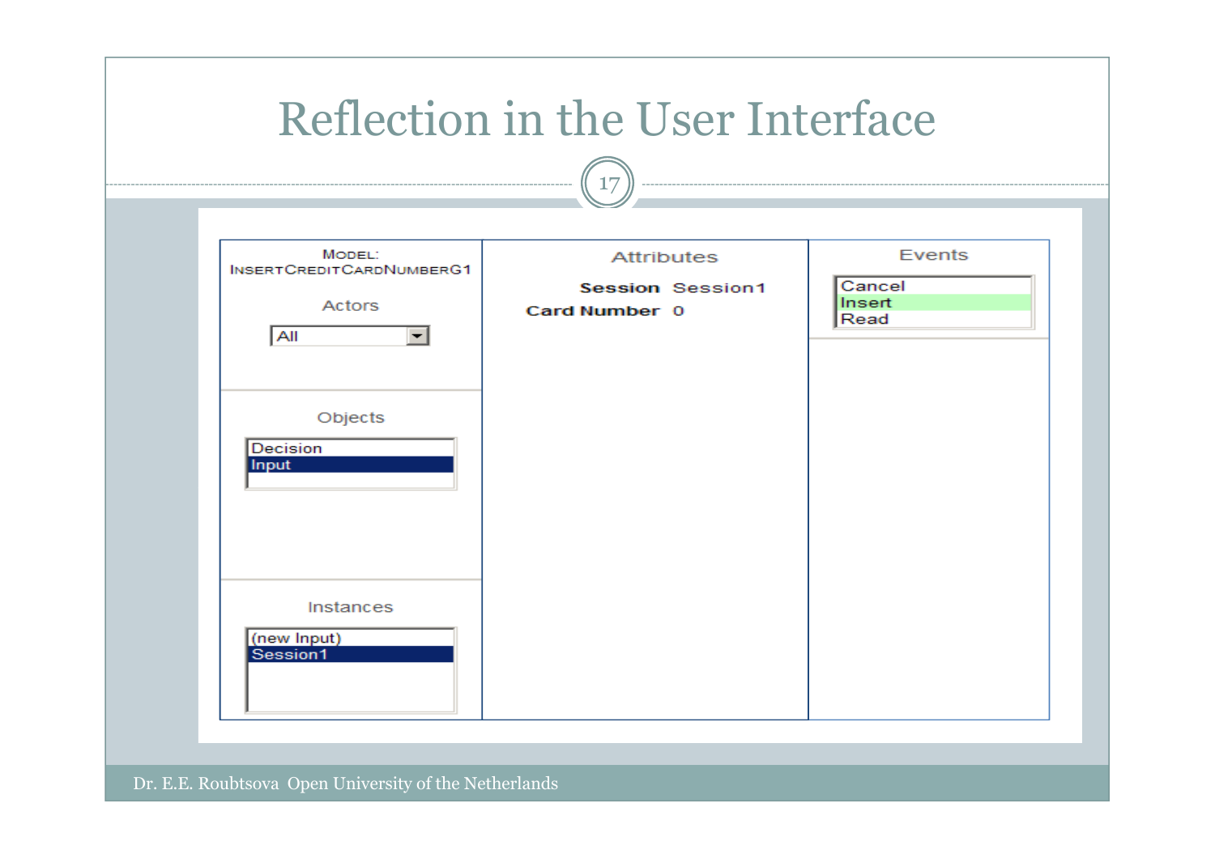# Reflection in the User Interface

MODEL: INSERTCREDITCARDNUMBERG1

Actors

All

Objects

Decision
Input

Instances

(new Input)
Session1

Attributes

**Session** Session1
**Card Number** 0

Events

Cancel
Insert
Read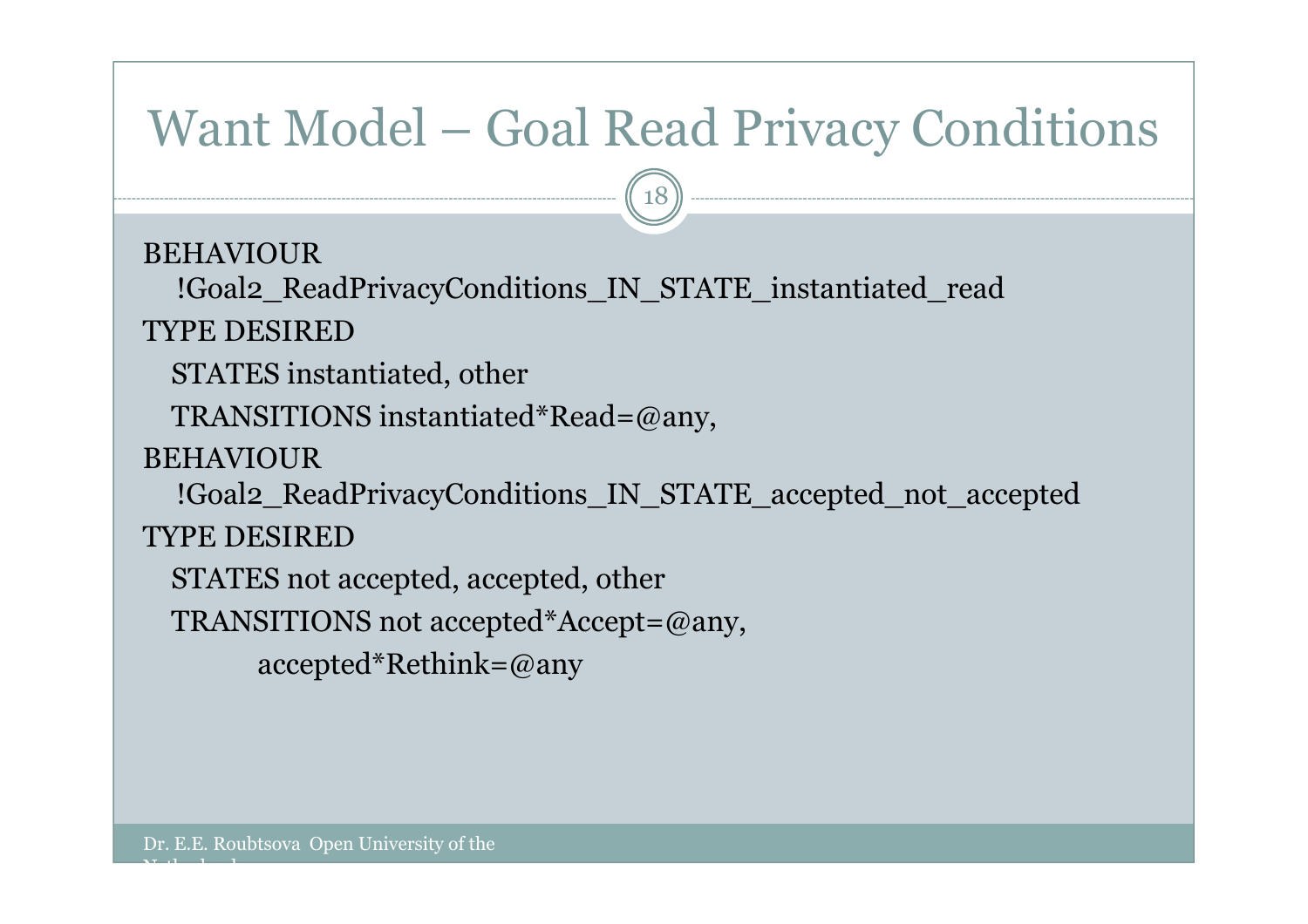# Want Model – Goal Read Privacy Conditions

```
BEHAVIOUR
   !Goal2_ReadPrivacyConditions_IN_STATE_instantiated_read
TYPE DESIRED
   STATES instantiated, other
   TRANSITIONS instantiated*Read=@any,
BEHAVIOUR
   !Goal2_ReadPrivacyConditions_IN_STATE_accepted_not_accepted
TYPE DESIRED
   STATES not accepted, accepted, other
   TRANSITIONS not accepted*Accept=@any,
         accepted*Rethink=@any
```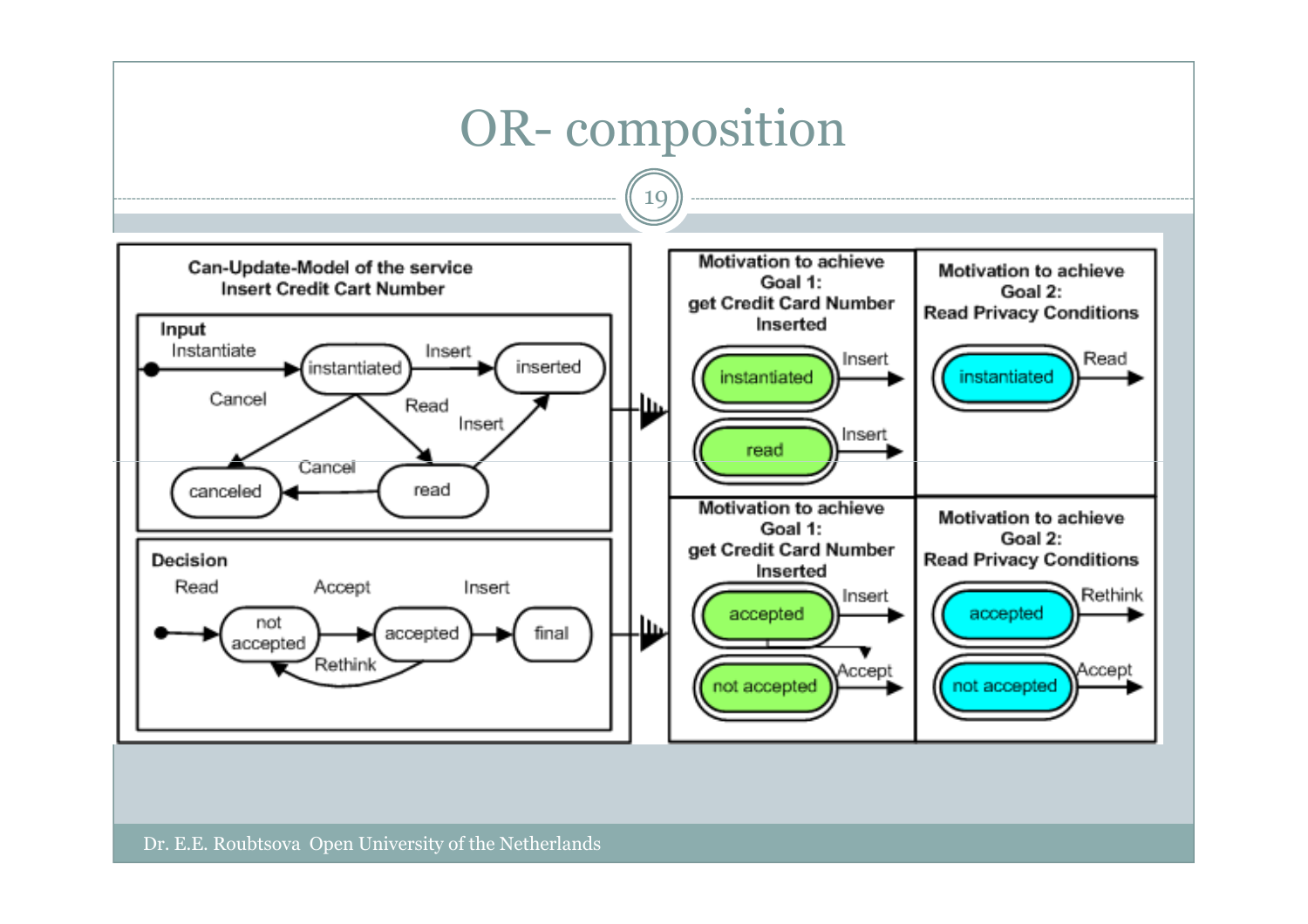# OR- composition

**Can-Update-Model of the service Insert Credit Cart Number**

**Input**

Instantiate, instantiated, Insert, inserted, Cancel, Read, Insert, Cancel, canceled, read

**Decision**

Read, Accept, Insert, not accepted, accepted, final, Rethink

| **Motivation to achieve Goal 1: get Credit Card Number Inserted** | **Motivation to achieve Goal 2: Read Privacy Conditions** |
| --- | --- |
| instantiated – Insert; read – Insert | instantiated – Read |
| accepted – Insert; not accepted – Accept | accepted – Rethink; not accepted – Accept |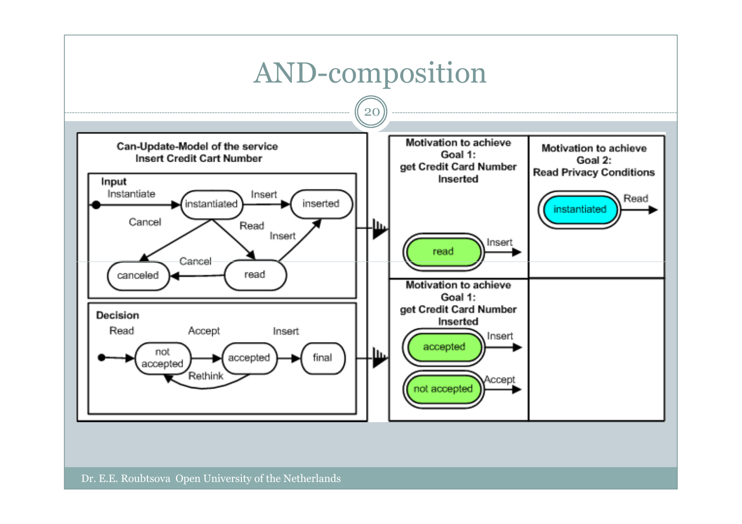# AND-composition

Can-Update-Model of the service
Insert Credit Cart Number

Input

Instantiate, instantiated, Insert, inserted, Cancel, Read, Insert, Cancel, canceled, read

Decision

Read, not accepted, Accept, accepted, Insert, final, Rethink

Motivation to achieve Goal 1: get Credit Card Number Inserted

read, Insert

Motivation to achieve Goal 2: Read Privacy Conditions

instantiated, Read

Motivation to achieve Goal 1: get Credit Card Number Inserted

accepted, Insert

not accepted, Accept

Dr. E.E. Roubtsova Open University of the Netherlands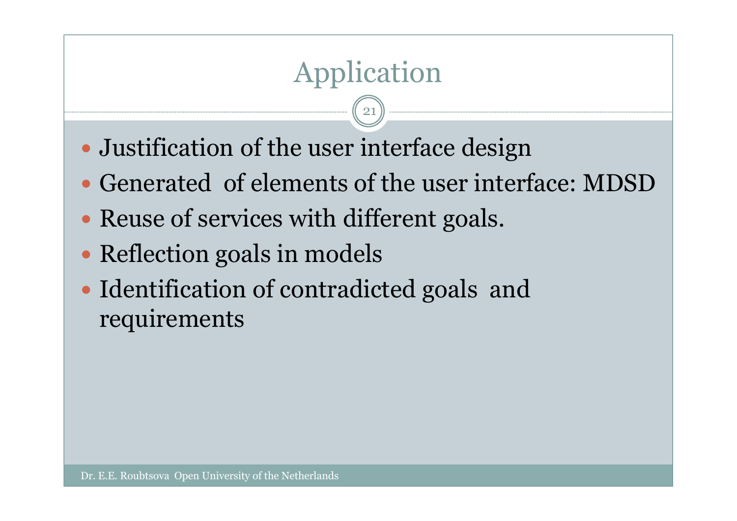# Application

- Justification of the user interface design
- Generated  of elements of the user interface: MDSD
- Reuse of services with different goals.
- Reflection goals in models
- Identification of contradicted goals  and requirements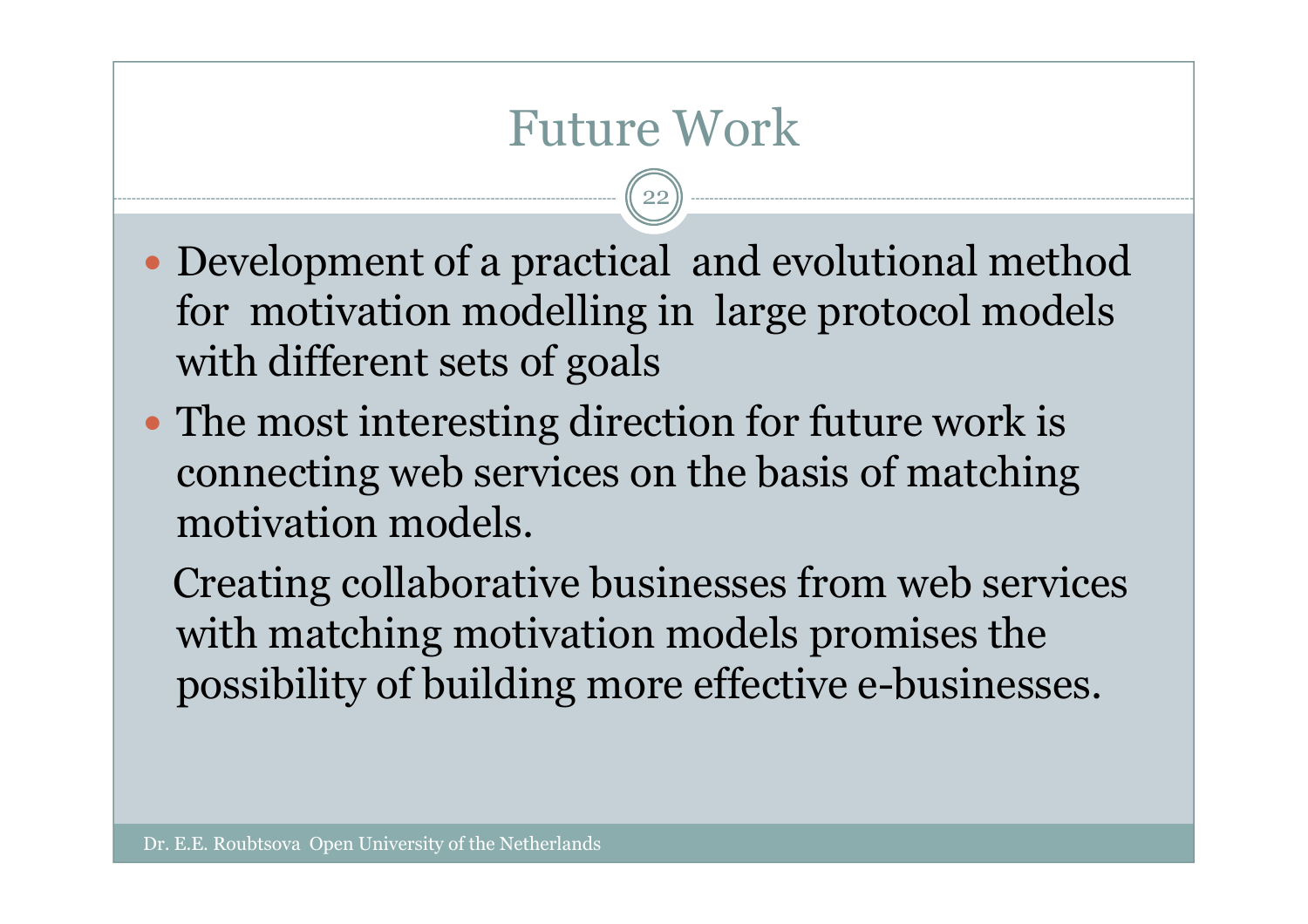# Future Work

- Development of a practical and evolutional method for motivation modelling in large protocol models with different sets of goals
- The most interesting direction for future work is connecting web services on the basis of matching motivation models.

  Creating collaborative businesses from web services with matching motivation models promises the possibility of building more effective e-businesses.